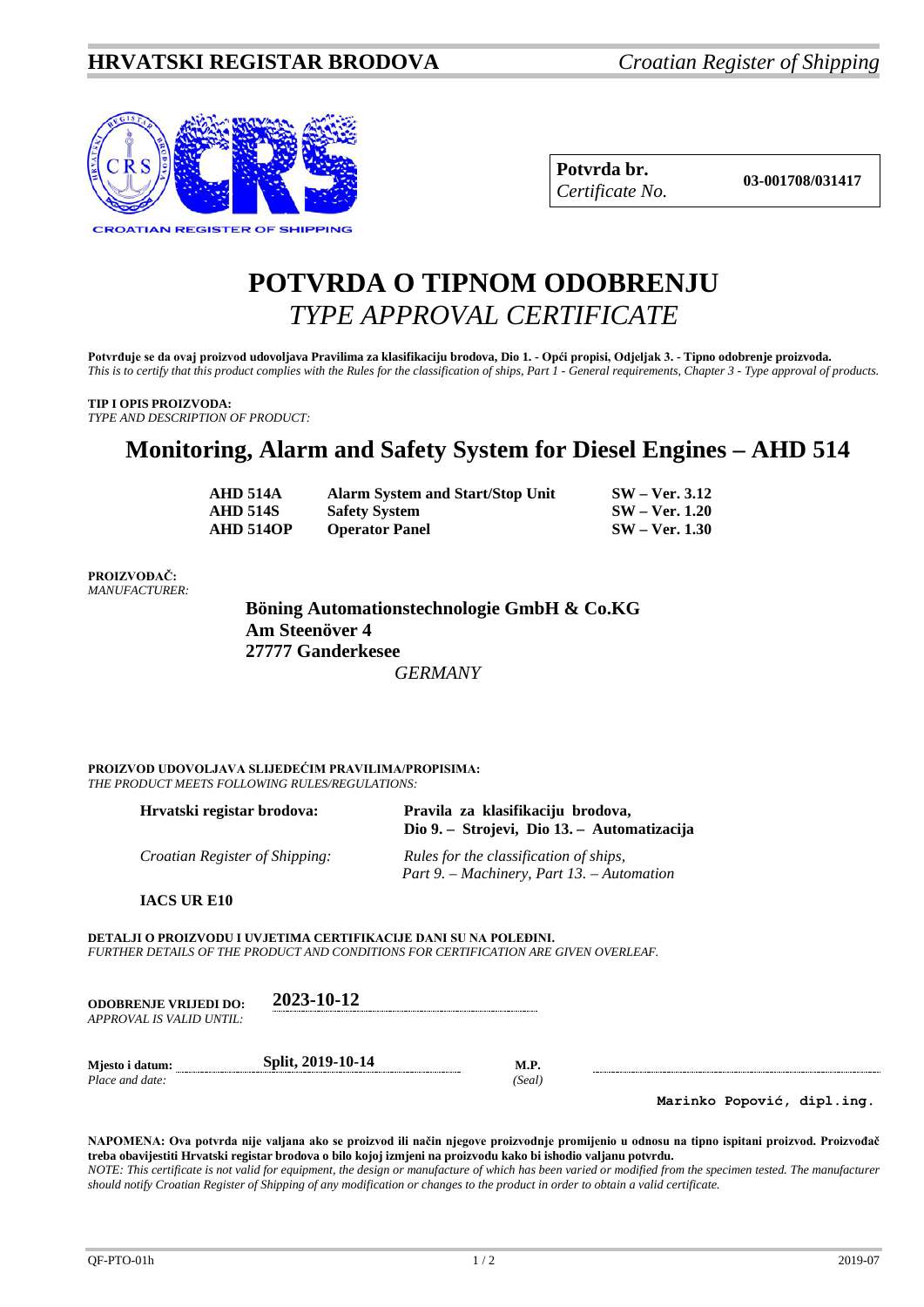**HRVATSKI REGISTAR BRODOVA** *Croatian Register of Shipping*

CROATIAN REGISTER OF SHIPPING

| **Potvrda br.** *Certificate No.* | **03-001708/031417** |
|---|---|

# POTVRDA O TIPNOM ODOBRENJU
# *TYPE APPROVAL CERTIFICATE*

**Potvrđuje se da ovaj proizvod udovoljava Pravilima za klasifikaciju brodova, Dio 1. - Opći propisi, Odjeljak 3. - Tipno odobrenje proizvoda.**
*This is to certify that this product complies with the Rules for the classification of ships, Part 1 - General requirements, Chapter 3 - Type approval of products.*

**TIP I OPIS PROIZVODA:**
*TYPE AND DESCRIPTION OF PRODUCT:*

## Monitoring, Alarm and Safety System for Diesel Engines – AHD 514

| | | |
|---|---|---|
| **AHD 514A** | **Alarm System and Start/Stop Unit** | **SW – Ver. 3.12** |
| **AHD 514S** | **Safety System** | **SW – Ver. 1.20** |
| **AHD 514OP** | **Operator Panel** | **SW – Ver. 1.30** |

**PROIZVOĐAČ:**
*MANUFACTURER:*

**Böning Automationstechnologie GmbH & Co.KG**
**Am Steenöver 4**
**27777 Ganderkesee**
*GERMANY*

**PROIZVOD UDOVOLJAVA SLIJEDEĆIM PRAVILIMA/PROPISIMA:**
*THE PRODUCT MEETS FOLLOWING RULES/REGULATIONS:*

| | |
|---|---|
| **Hrvatski registar brodova:** | **Pravila za klasifikaciju brodova, Dio 9. – Strojevi, Dio 13. – Automatizacija** |
| *Croatian Register of Shipping:* | *Rules for the classification of ships, Part 9. – Machinery, Part 13. – Automation* |

**IACS UR E10**

**DETALJI O PROIZVODU I UVJETIMA CERTIFIKACIJE DANI SU NA POLEĐINI.**
*FURTHER DETAILS OF THE PRODUCT AND CONDITIONS FOR CERTIFICATION ARE GIVEN OVERLEAF.*

**ODOBRENJE VRIJEDI DO:** **2023-10-12**
*APPROVAL IS VALID UNTIL:*

**Mjesto i datum:** **Split, 2019-10-14** **M.P.**
*Place and date:* *(Seal)*

**Marinko Popović, dipl.ing.**

**NAPOMENA: Ova potvrda nije valjana ako se proizvod ili način njegove proizvodnje promijenio u odnosu na tipno ispitani proizvod. Proizvođač treba obavijestiti Hrvatski registar brodova o bilo kojoj izmjeni na proizvodu kako bi ishodio valjanu potvrdu.**
*NOTE: This certificate is not valid for equipment, the design or manufacture of which has been varied or modified from the specimen tested. The manufacturer should notify Croatian Register of Shipping of any modification or changes to the product in order to obtain a valid certificate.*

QF-PTO-01h 2019-07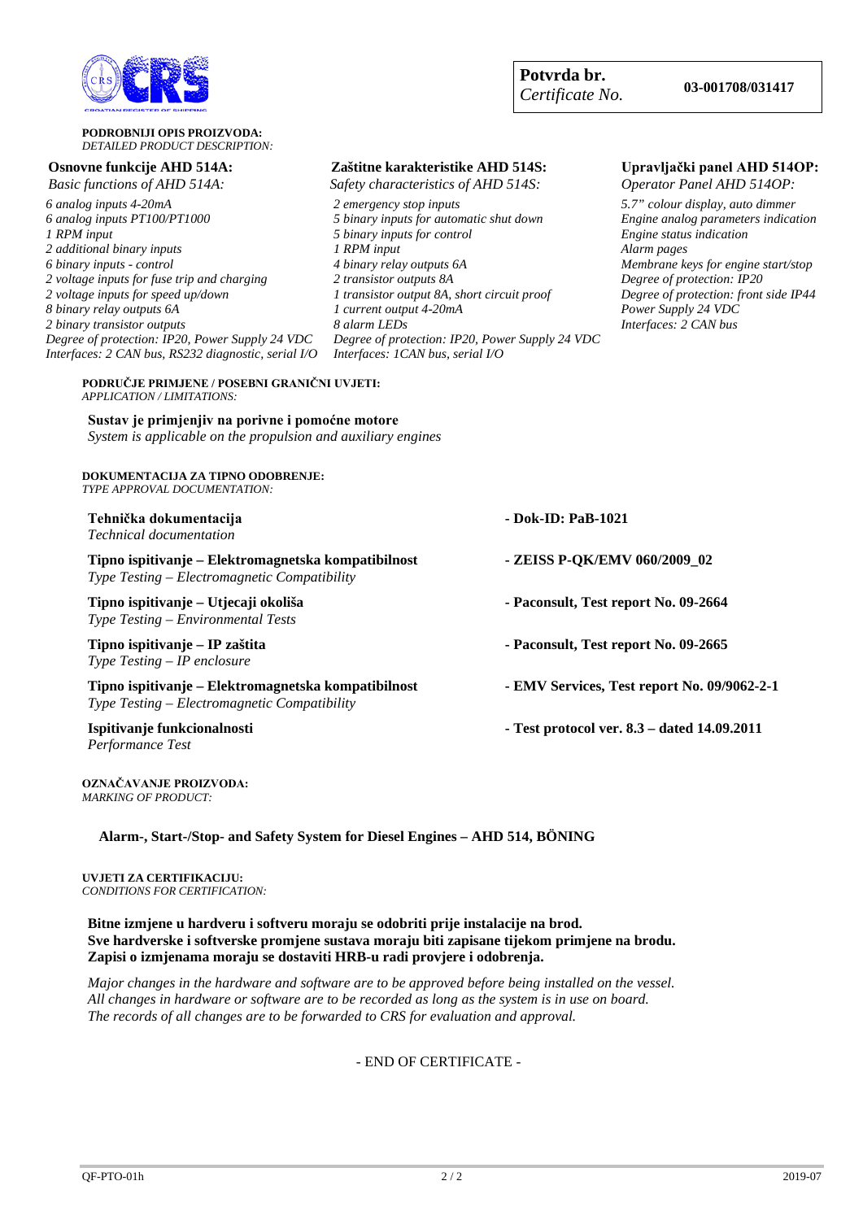**Potvrda br.**
*Certificate No.* **03-001708/031417**

**PODROBNIJI OPIS PROIZVODA:**
*DETAILED PRODUCT DESCRIPTION:*

**Osnovne funkcije AHD 514A:**
*Basic functions of AHD 514A:*

*6 analog inputs 4-20mA*
*6 analog inputs PT100/PT1000*
*1 RPM input*
*2 additional binary inputs*
*6 binary inputs - control*
*2 voltage inputs for fuse trip and charging*
*2 voltage inputs for speed up/down*
*8 binary relay outputs 6A*
*2 binary transistor outputs*
*Degree of protection: IP20, Power Supply 24 VDC*
*Interfaces: 2 CAN bus, RS232 diagnostic, serial I/O*

**Zaštitne karakteristike AHD 514S:**
*Safety characteristics of AHD 514S:*

*2 emergency stop inputs*
*5 binary inputs for automatic shut down*
*5 binary inputs for control*
*1 RPM input*
*4 binary relay outputs 6A*
*2 transistor outputs 8A*
*1 transistor output 8A, short circuit proof*
*1 current output 4-20mA*
*8 alarm LEDs*
*Degree of protection: IP20, Power Supply 24 VDC*
*Interfaces: 1CAN bus, serial I/O*

**Upravljački panel AHD 514OP:**
*Operator Panel AHD 514OP:*

*5.7" colour display, auto dimmer*
*Engine analog parameters indication*
*Engine status indication*
*Alarm pages*
*Membrane keys for engine start/stop*
*Degree of protection: IP20*
*Degree of protection: front side IP44*
*Power Supply 24 VDC*
*Interfaces: 2 CAN bus*

**PODRUČJE PRIMJENE / POSEBNI GRANIČNI UVJETI:**
*APPLICATION / LIMITATIONS:*

**Sustav je primjenjiv na porivne i pomoćne motore**
*System is applicable on the propulsion and auxiliary engines*

**DOKUMENTACIJA ZA TIPNO ODOBRENJE:**
*TYPE APPROVAL DOCUMENTATION:*

| | |
|---|---|
| **Tehnička dokumentacija** *Technical documentation* | **- Dok-ID: PaB-1021** |
| **Tipno ispitivanje – Elektromagnetska kompatibilnost** *Type Testing – Electromagnetic Compatibility* | **- ZEISS P-QK/EMV 060/2009_02** |
| **Tipno ispitivanje – Utjecaji okoliša** *Type Testing – Environmental Tests* | **- Paconsult, Test report No. 09-2664** |
| **Tipno ispitivanje – IP zaštita** *Type Testing – IP enclosure* | **- Paconsult, Test report No. 09-2665** |
| **Tipno ispitivanje – Elektromagnetska kompatibilnost** *Type Testing – Electromagnetic Compatibility* | **- EMV Services, Test report No. 09/9062-2-1** |
| **Ispitivanje funkcionalnosti** *Performance Test* | **- Test protocol ver. 8.3 – dated 14.09.2011** |

**OZNAČAVANJE PROIZVODA:**
*MARKING OF PRODUCT:*

**Alarm-, Start-/Stop- and Safety System for Diesel Engines – AHD 514, BÖNING**

**UVJETI ZA CERTIFIKACIJU:**
*CONDITIONS FOR CERTIFICATION:*

**Bitne izmjene u hardveru i softveru moraju se odobriti prije instalacije na brod.**
**Sve hardverske i softverske promjene sustava moraju biti zapisane tijekom primjene na brodu.**
**Zapisi o izmjenama moraju se dostaviti HRB-u radi provjere i odobrenja.**

*Major changes in the hardware and software are to be approved before being installed on the vessel.*
*All changes in hardware or software are to be recorded as long as the system is in use on board.*
*The records of all changes are to be forwarded to CRS for evaluation and approval.*

- END OF CERTIFICATE -